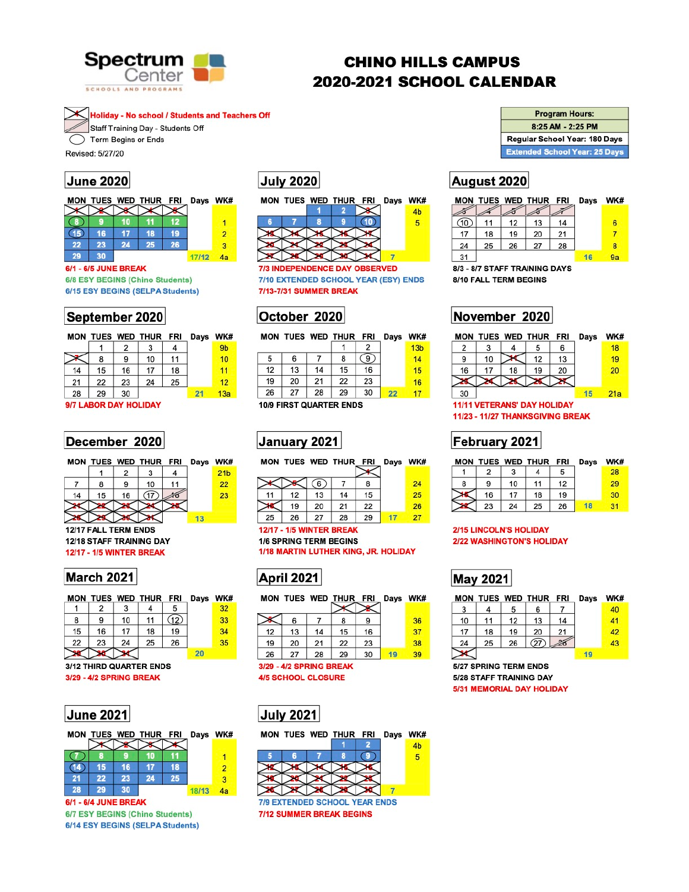# CHINO HILLS CAMPUS
# 2020-2021 SCHOOL CALENDAR

Spectrum Center
SCHOOLS AND PROGRAMS

- Holiday - No school / Students and Teachers Off
- Staff Training Day - Students Off
- Term Begins or Ends

Revised: 5/27/20

| Program Hours: |
|---|
| 8:25 AM - 2:25 PM |
| Regular School Year: 180 Days |
| Extended School Year: 25 Days |

## June 2020

| MON | TUES | WED | THUR | FRI | Days | WK# |
|---|---|---|---|---|---|---|
| 1 | 2 | 3 | 4 | 5 | | |
| 8 | 9 | 10 | 11 | 12 | | 1 |
| 15 | 16 | 17 | 18 | 19 | | 2 |
| 22 | 23 | 24 | 25 | 26 | | 3 |
| 29 | 30 | | | | 17/12 | 4a |

6/1 - 6/5 JUNE BREAK
6/8 ESY BEGINS (Chino Students)
6/15 ESY BEGINS (SELPA Students)

## July 2020

| MON | TUES | WED | THUR | FRI | Days | WK# |
|---|---|---|---|---|---|---|
| | | 1 | 2 | 3 | | 4b |
| 6 | 7 | 8 | 9 | 10 | | 5 |
| 13 | 14 | 15 | 16 | 17 | | |
| 20 | 21 | 22 | 23 | 24 | | |
| 27 | 28 | 29 | 30 | 31 | 7 | |

7/3 INDEPENDENCE DAY OBSERVED
7/10 EXTENDED SCHOOL YEAR (ESY) ENDS
7/13-7/31 SUMMER BREAK

## August 2020

| MON | TUES | WED | THUR | FRI | Days | WK# |
|---|---|---|---|---|---|---|
| 3 | 4 | 5 | 6 | 7 | | |
| 10 | 11 | 12 | 13 | 14 | | 6 |
| 17 | 18 | 19 | 20 | 21 | | 7 |
| 24 | 25 | 26 | 27 | 28 | | 8 |
| 31 | | | | | 16 | 9a |

8/3 - 8/7 STAFF TRAINING DAYS
8/10 FALL TERM BEGINS

## September 2020

| MON | TUES | WED | THUR | FRI | Days | WK# |
|---|---|---|---|---|---|---|
| | 1 | 2 | 3 | 4 | | 9b |
| 7 | 8 | 9 | 10 | 11 | | 10 |
| 14 | 15 | 16 | 17 | 18 | | 11 |
| 21 | 22 | 23 | 24 | 25 | | 12 |
| 28 | 29 | 30 | | | 21 | 13a |

9/7 LABOR DAY HOLIDAY

## October 2020

| MON | TUES | WED | THUR | FRI | Days | WK# |
|---|---|---|---|---|---|---|
| | | | 1 | 2 | | 13b |
| 5 | 6 | 7 | 8 | 9 | | 14 |
| 12 | 13 | 14 | 15 | 16 | | 15 |
| 19 | 20 | 21 | 22 | 23 | | 16 |
| 26 | 27 | 28 | 29 | 30 | 22 | 17 |

10/9 FIRST QUARTER ENDS

## November 2020

| MON | TUES | WED | THUR | FRI | Days | WK# |
|---|---|---|---|---|---|---|
| 2 | 3 | 4 | 5 | 6 | | 18 |
| 9 | 10 | 11 | 12 | 13 | | 19 |
| 16 | 17 | 18 | 19 | 20 | | 20 |
| 23 | 24 | 25 | 26 | 27 | | |
| 30 | | | | | 15 | 21a |

11/11 VETERANS' DAY HOLIDAY
11/23 - 11/27 THANKSGIVING BREAK

## December 2020

| MON | TUES | WED | THUR | FRI | Days | WK# |
|---|---|---|---|---|---|---|
| | 1 | 2 | 3 | 4 | | 21b |
| 7 | 8 | 9 | 10 | 11 | | 22 |
| 14 | 15 | 16 | 17 | 18 | | 23 |
| 21 | 22 | 23 | 24 | 25 | | |
| 28 | 29 | 30 | 31 | | 13 | |

12/17 FALL TERM ENDS
12/18 STAFF TRAINING DAY
12/17 - 1/5 WINTER BREAK

## January 2021

| MON | TUES | WED | THUR | FRI | Days | WK# |
|---|---|---|---|---|---|---|
| | | | | 1 | | |
| 4 | 5 | 6 | 7 | 8 | | 24 |
| 11 | 12 | 13 | 14 | 15 | | 25 |
| 18 | 19 | 20 | 21 | 22 | | 26 |
| 25 | 26 | 27 | 28 | 29 | 17 | 27 |

12/17 - 1/5 WINTER BREAK
1/6 SPRING TERM BEGINS
1/18 MARTIN LUTHER KING, JR. HOLIDAY

## February 2021

| MON | TUES | WED | THUR | FRI | Days | WK# |
|---|---|---|---|---|---|---|
| 1 | 2 | 3 | 4 | 5 | | 28 |
| 8 | 9 | 10 | 11 | 12 | | 29 |
| 15 | 16 | 17 | 18 | 19 | | 30 |
| 22 | 23 | 24 | 25 | 26 | 18 | 31 |

2/15 LINCOLN'S HOLIDAY
2/22 WASHINGTON'S HOLIDAY

## March 2021

| MON | TUES | WED | THUR | FRI | Days | WK# |
|---|---|---|---|---|---|---|
| 1 | 2 | 3 | 4 | 5 | | 32 |
| 8 | 9 | 10 | 11 | 12 | | 33 |
| 15 | 16 | 17 | 18 | 19 | | 34 |
| 22 | 23 | 24 | 25 | 26 | | 35 |
| 29 | 30 | 31 | | | 20 | |

3/12 THIRD QUARTER ENDS
3/29 - 4/2 SPRING BREAK

## April 2021

| MON | TUES | WED | THUR | FRI | Days | WK# |
|---|---|---|---|---|---|---|
| | | | 1 | 2 | | |
| 5 | 6 | 7 | 8 | 9 | | 36 |
| 12 | 13 | 14 | 15 | 16 | | 37 |
| 19 | 20 | 21 | 22 | 23 | | 38 |
| 26 | 27 | 28 | 29 | 30 | 19 | 39 |

3/29 - 4/2 SPRING BREAK
4/5 SCHOOL CLOSURE

## May 2021

| MON | TUES | WED | THUR | FRI | Days | WK# |
|---|---|---|---|---|---|---|
| 3 | 4 | 5 | 6 | 7 | | 40 |
| 10 | 11 | 12 | 13 | 14 | | 41 |
| 17 | 18 | 19 | 20 | 21 | | 42 |
| 24 | 25 | 26 | 27 | 28 | | 43 |
| 31 | | | | | 19 | |

5/27 SPRING TERM ENDS
5/28 STAFF TRAINING DAY
5/31 MEMORIAL DAY HOLIDAY

## June 2021

| MON | TUES | WED | THUR | FRI | Days | WK# |
|---|---|---|---|---|---|---|
| | 1 | 2 | 3 | 4 | | |
| 7 | 8 | 9 | 10 | 11 | | 1 |
| 14 | 15 | 16 | 17 | 18 | | 2 |
| 21 | 22 | 23 | 24 | 25 | | 3 |
| 28 | 29 | 30 | | | 18/13 | 4a |

6/1 - 6/4 JUNE BREAK
6/7 ESY BEGINS (Chino Students)
6/14 ESY BEGINS (SELPA Students)

## July 2021

| MON | TUES | WED | THUR | FRI | Days | WK# |
|---|---|---|---|---|---|---|
| | | | 1 | 2 | | 4b |
| 5 | 6 | 7 | 8 | 9 | | 5 |
| 12 | 13 | 14 | 15 | 16 | | |
| 19 | 20 | 21 | 22 | 23 | | |
| 26 | 27 | 28 | 29 | 30 | 7 | |

7/9 EXTENDED SCHOOL YEAR ENDS
7/12 SUMMER BREAK BEGINS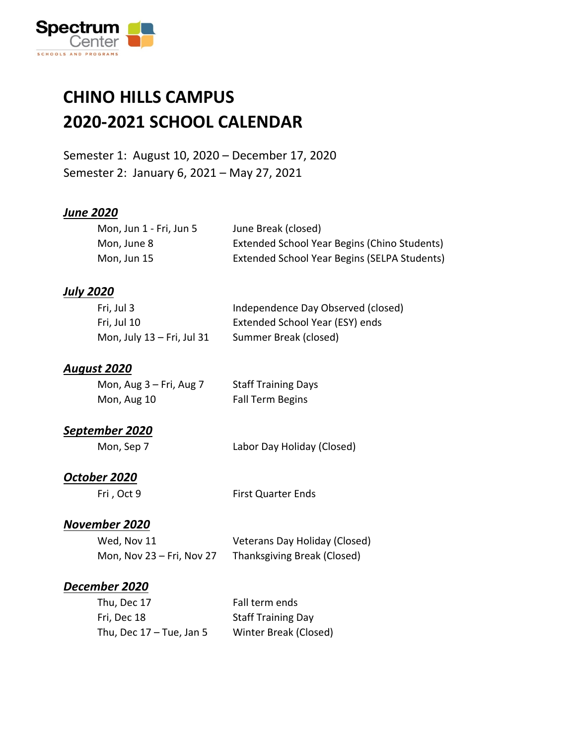Spectrum Center
SCHOOLS AND PROGRAMS

# CHINO HILLS CAMPUS
# 2020-2021 SCHOOL CALENDAR

Semester 1: August 10, 2020 – December 17, 2020
Semester 2: January 6, 2021 – May 27, 2021

### ***June 2020***

| | |
|---|---|
| Mon, Jun 1 - Fri, Jun 5 | June Break (closed) |
| Mon, June 8 | Extended School Year Begins (Chino Students) |
| Mon, Jun 15 | Extended School Year Begins (SELPA Students) |

### ***July 2020***

| | |
|---|---|
| Fri, Jul 3 | Independence Day Observed (closed) |
| Fri, Jul 10 | Extended School Year (ESY) ends |
| Mon, July 13 – Fri, Jul 31 | Summer Break (closed) |

### ***August 2020***

| | |
|---|---|
| Mon, Aug 3 – Fri, Aug 7 | Staff Training Days |
| Mon, Aug 10 | Fall Term Begins |

### ***September 2020***

| | |
|---|---|
| Mon, Sep 7 | Labor Day Holiday (Closed) |

### ***October 2020***

| | |
|---|---|
| Fri , Oct 9 | First Quarter Ends |

### ***November 2020***

| | |
|---|---|
| Wed, Nov 11 | Veterans Day Holiday (Closed) |
| Mon, Nov 23 – Fri, Nov 27 | Thanksgiving Break (Closed) |

### ***December 2020***

| | |
|---|---|
| Thu, Dec 17 | Fall term ends |
| Fri, Dec 18 | Staff Training Day |
| Thu, Dec 17 – Tue, Jan 5 | Winter Break (Closed) |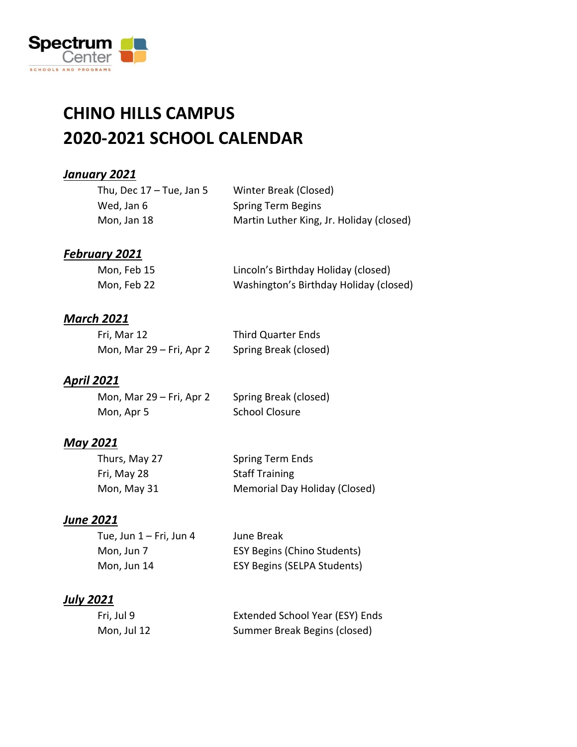Spectrum Center
SCHOOLS AND PROGRAMS

# CHINO HILLS CAMPUS
# 2020-2021 SCHOOL CALENDAR

### ***January 2021***

| | |
|---|---|
| Thu, Dec 17 – Tue, Jan 5 | Winter Break (Closed) |
| Wed, Jan 6 | Spring Term Begins |
| Mon, Jan 18 | Martin Luther King, Jr. Holiday (closed) |

### ***February 2021***

| | |
|---|---|
| Mon, Feb 15 | Lincoln's Birthday Holiday (closed) |
| Mon, Feb 22 | Washington's Birthday Holiday (closed) |

### ***March 2021***

| | |
|---|---|
| Fri, Mar 12 | Third Quarter Ends |
| Mon, Mar 29 – Fri, Apr 2 | Spring Break (closed) |

### ***April 2021***

| | |
|---|---|
| Mon, Mar 29 – Fri, Apr 2 | Spring Break (closed) |
| Mon, Apr 5 | School Closure |

### ***May 2021***

| | |
|---|---|
| Thurs, May 27 | Spring Term Ends |
| Fri, May 28 | Staff Training |
| Mon, May 31 | Memorial Day Holiday (Closed) |

### ***June 2021***

| | |
|---|---|
| Tue, Jun 1 – Fri, Jun 4 | June Break |
| Mon, Jun 7 | ESY Begins (Chino Students) |
| Mon, Jun 14 | ESY Begins (SELPA Students) |

### ***July 2021***

| | |
|---|---|
| Fri, Jul 9 | Extended School Year (ESY) Ends |
| Mon, Jul 12 | Summer Break Begins (closed) |